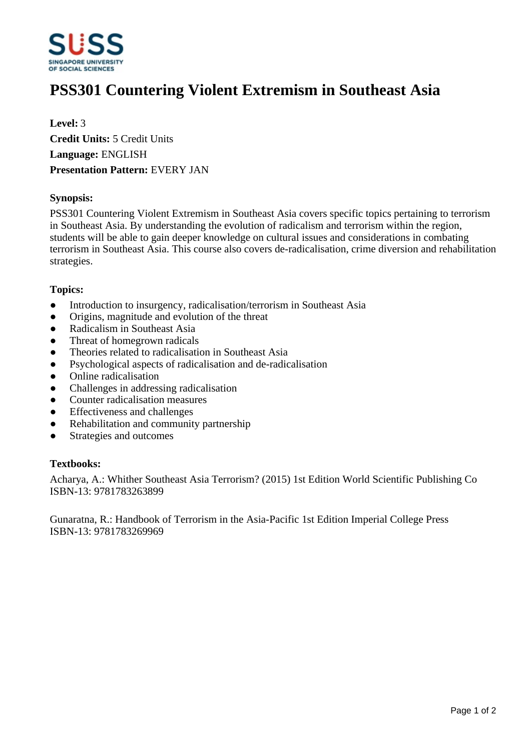# PSS301 Countering Violent Extremism in Southeast Asia

**Level:** 3
**Credit Units:** 5 Credit Units
**Language:** ENGLISH
**Presentation Pattern:** EVERY JAN

### Synopsis:

PSS301 Countering Violent Extremism in Southeast Asia covers specific topics pertaining to terrorism in Southeast Asia. By understanding the evolution of radicalism and terrorism within the region, students will be able to gain deeper knowledge on cultural issues and considerations in combating terrorism in Southeast Asia. This course also covers de-radicalisation, crime diversion and rehabilitation strategies.

### Topics:

- Introduction to insurgency, radicalisation/terrorism in Southeast Asia
- Origins, magnitude and evolution of the threat
- Radicalism in Southeast Asia
- Threat of homegrown radicals
- Theories related to radicalisation in Southeast Asia
- Psychological aspects of radicalisation and de-radicalisation
- Online radicalisation
- Challenges in addressing radicalisation
- Counter radicalisation measures
- Effectiveness and challenges
- Rehabilitation and community partnership
- Strategies and outcomes

### Textbooks:

Acharya, A.: Whither Southeast Asia Terrorism? (2015) 1st Edition World Scientific Publishing Co
ISBN-13: 9781783263899

Gunaratna, R.: Handbook of Terrorism in the Asia-Pacific 1st Edition Imperial College Press
ISBN-13: 9781783269969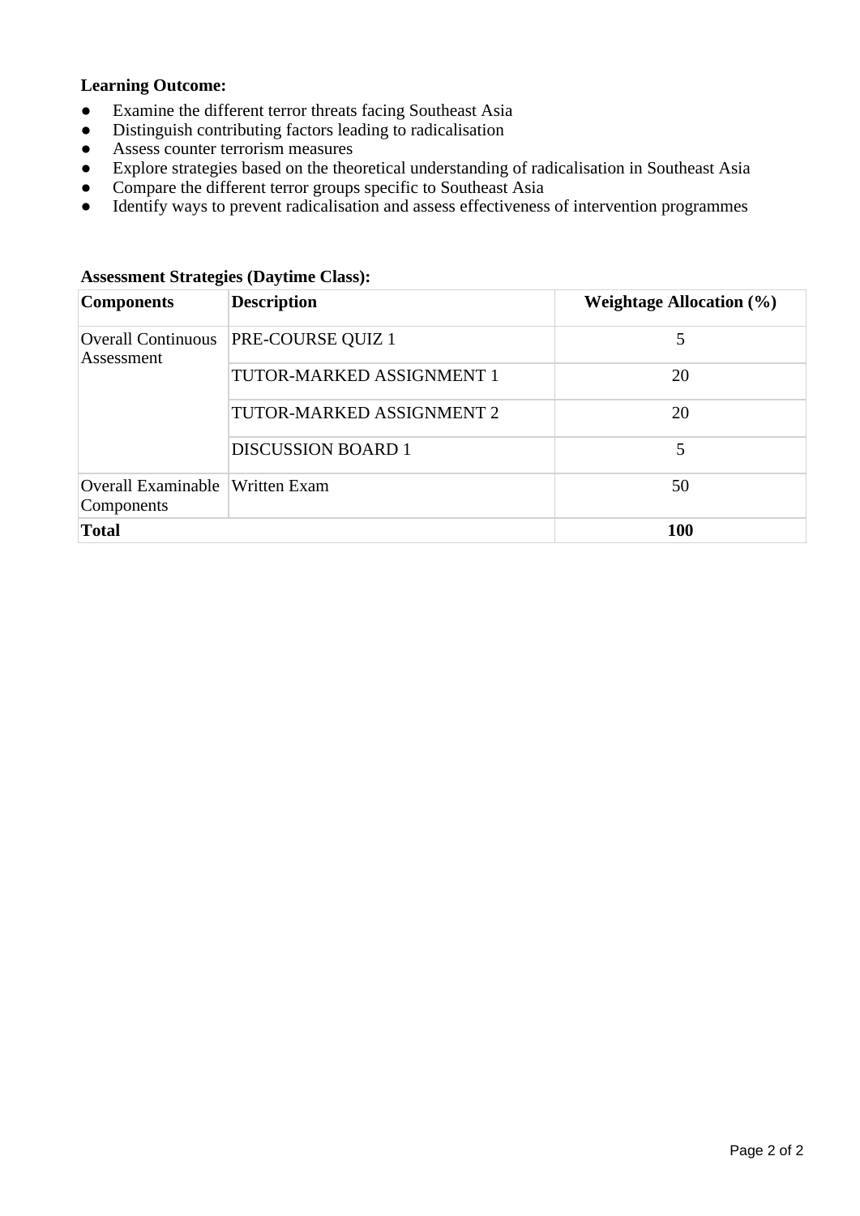**Learning Outcome:**

- Examine the different terror threats facing Southeast Asia
- Distinguish contributing factors leading to radicalisation
- Assess counter terrorism measures
- Explore strategies based on the theoretical understanding of radicalisation in Southeast Asia
- Compare the different terror groups specific to Southeast Asia
- Identify ways to prevent radicalisation and assess effectiveness of intervention programmes

**Assessment Strategies (Daytime Class):**

| **Components** | **Description** | **Weightage Allocation (%)** |
| --- | --- | --- |
| Overall Continuous Assessment | PRE-COURSE QUIZ 1 | 5 |
| | TUTOR-MARKED ASSIGNMENT 1 | 20 |
| | TUTOR-MARKED ASSIGNMENT 2 | 20 |
| | DISCUSSION BOARD 1 | 5 |
| Overall Examinable Components | Written Exam | 50 |
| **Total** | | **100** |